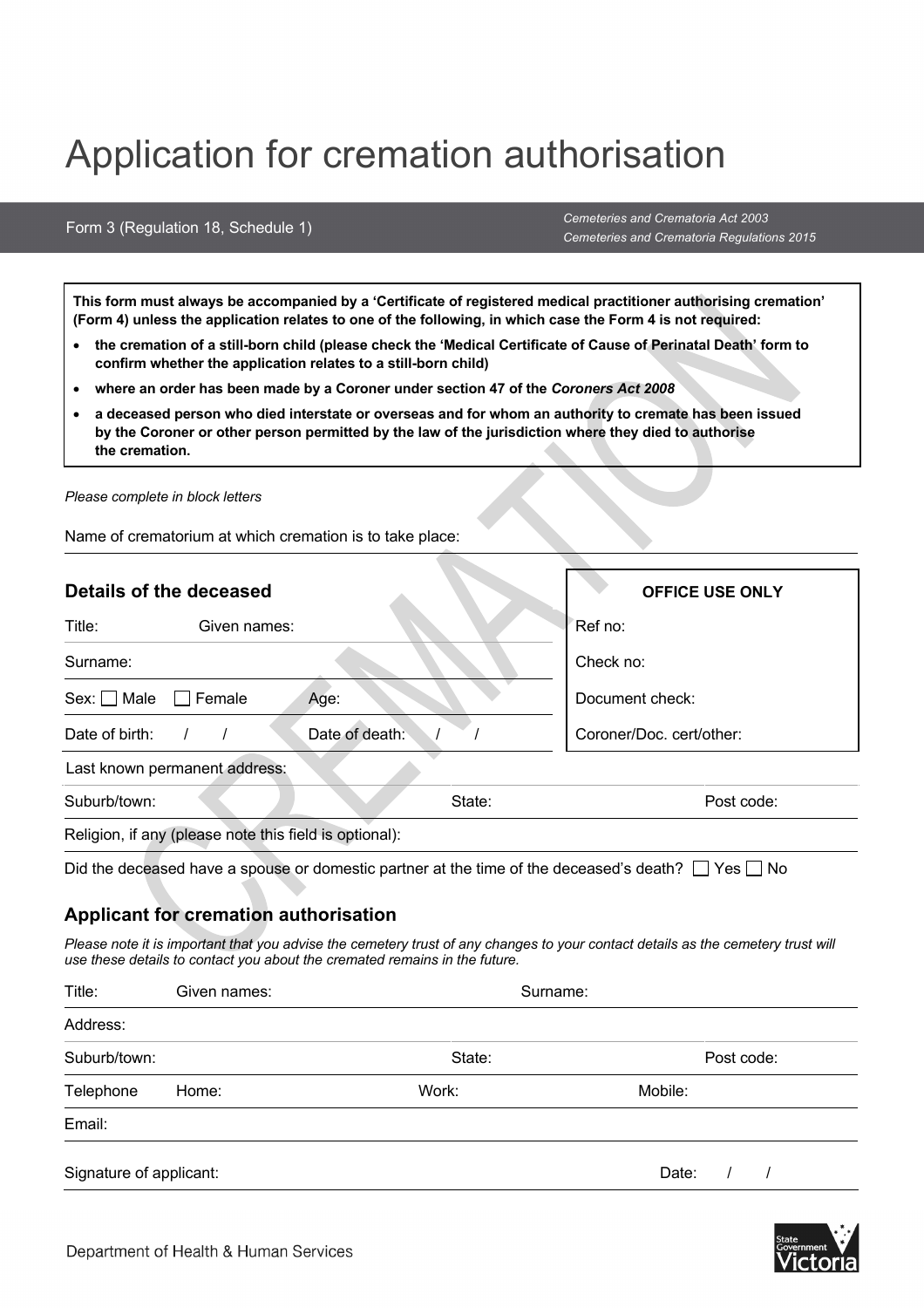# Application for cremation authorisation

Form 3 (Regulation 18, Schedule 1)

*Cemeteries and Crematoria Act 2003*
*Cemeteries and Crematoria Regulations 2015*

**This form must always be accompanied by a 'Certificate of registered medical practitioner authorising cremation' (Form 4) unless the application relates to one of the following, in which case the Form 4 is not required:**

- **the cremation of a still-born child (please check the 'Medical Certificate of Cause of Perinatal Death' form to confirm whether the application relates to a still-born child)**
- **where an order has been made by a Coroner under section 47 of the *Coroners Act 2008***
- **a deceased person who died interstate or overseas and for whom an authority to cremate has been issued by the Coroner or other person permitted by the law of the jurisdiction where they died to authorise the cremation.**

*Please complete in block letters*

Name of crematorium at which cremation is to take place:

## Details of the deceased

Title: Given names:

Surname:

Sex: ☐ Male ☐ Female Age:

Date of birth: / / Date of death: / /

| OFFICE USE ONLY |
|---|
| Ref no: |
| Check no: |
| Document check: |
| Coroner/Doc. cert/other: |

Last known permanent address:

Suburb/town: State: Post code:

Religion, if any (please note this field is optional):

Did the deceased have a spouse or domestic partner at the time of the deceased's death? ☐ Yes ☐ No

## Applicant for cremation authorisation

*Please note it is important that you advise the cemetery trust of any changes to your contact details as the cemetery trust will use these details to contact you about the cremated remains in the future.*

Title: Given names: Surname:

Address:

Suburb/town: State: Post code:

Telephone Home: Work: Mobile:

Email:

Signature of applicant: Date: / /

Department of Health & Human Services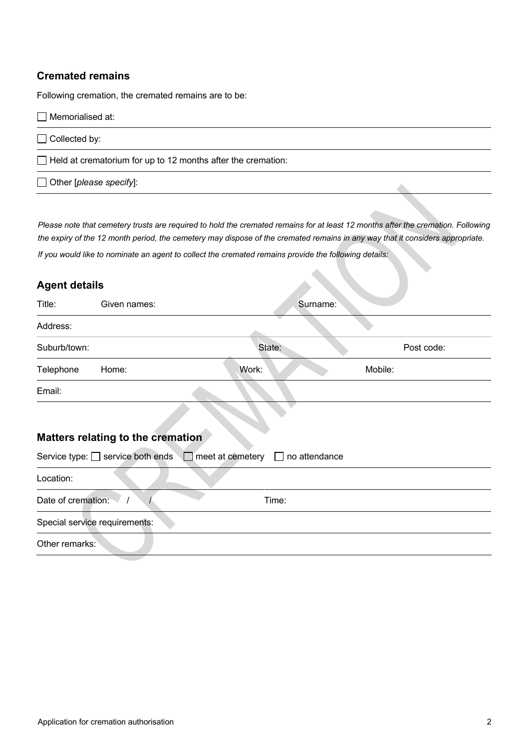## Cremated remains

Following cremation, the cremated remains are to be:

☐ Memorialised at:

☐ Collected by:

☐ Held at crematorium for up to 12 months after the cremation:

☐ Other [*please specify*]:

*Please note that cemetery trusts are required to hold the cremated remains for at least 12 months after the cremation. Following the expiry of the 12 month period, the cemetery may dispose of the cremated remains in any way that it considers appropriate.*

*If you would like to nominate an agent to collect the cremated remains provide the following details:*

## Agent details

Title: Given names: Surname:

Address:

Suburb/town: State: Post code:

Telephone Home: Work: Mobile:

Email:

## Matters relating to the cremation

Service type: ☐ service both ends ☐ meet at cemetery ☐ no attendance

Location:

Date of cremation: / / Time:

Special service requirements:

Other remarks: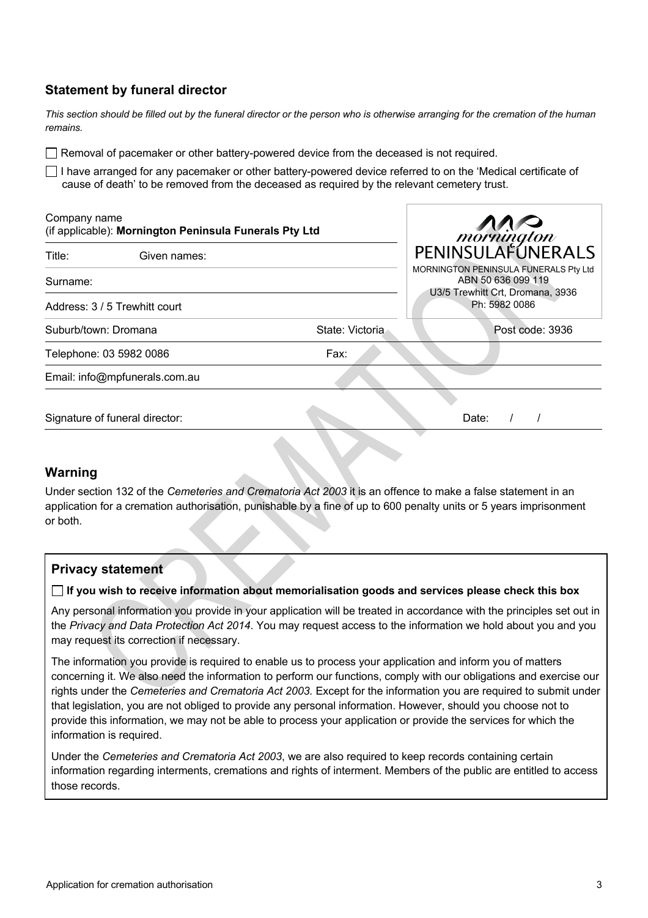## Statement by funeral director

*This section should be filled out by the funeral director or the person who is otherwise arranging for the cremation of the human remains.*

☐ Removal of pacemaker or other battery-powered device from the deceased is not required.

☐ I have arranged for any pacemaker or other battery-powered device referred to on the 'Medical certificate of cause of death' to be removed from the deceased as required by the relevant cemetery trust.

Company name (if applicable): **Mornington Peninsula Funerals Pty Ltd**

mornington PENINSULAFUNERALS
MORNINGTON PENINSULA FUNERALS Pty Ltd
ABN 50 636 099 119
U3/5 Trewhitt Crt, Dromana, 3936
Ph: 5982 0086

Title: Given names:

Surname:

Address: 3 / 5 Trewhitt court

Suburb/town: Dromana State: Victoria Post code: 3936

Telephone: 03 5982 0086 Fax:

Email: info@mpfunerals.com.au

Signature of funeral director: Date: / /

CREMATION

## Warning

Under section 132 of the *Cemeteries and Crematoria Act 2003* it is an offence to make a false statement in an application for a cremation authorisation, punishable by a fine of up to 600 penalty units or 5 years imprisonment or both.

### Privacy statement

☐ **If you wish to receive information about memorialisation goods and services please check this box**

Any personal information you provide in your application will be treated in accordance with the principles set out in the *Privacy and Data Protection Act 2014*. You may request access to the information we hold about you and you may request its correction if necessary.

The information you provide is required to enable us to process your application and inform you of matters concerning it. We also need the information to perform our functions, comply with our obligations and exercise our rights under the *Cemeteries and Crematoria Act 2003.* Except for the information you are required to submit under that legislation, you are not obliged to provide any personal information. However, should you choose not to provide this information, we may not be able to process your application or provide the services for which the information is required.

Under the *Cemeteries and Crematoria Act 2003*, we are also required to keep records containing certain information regarding interments, cremations and rights of interment. Members of the public are entitled to access those records.